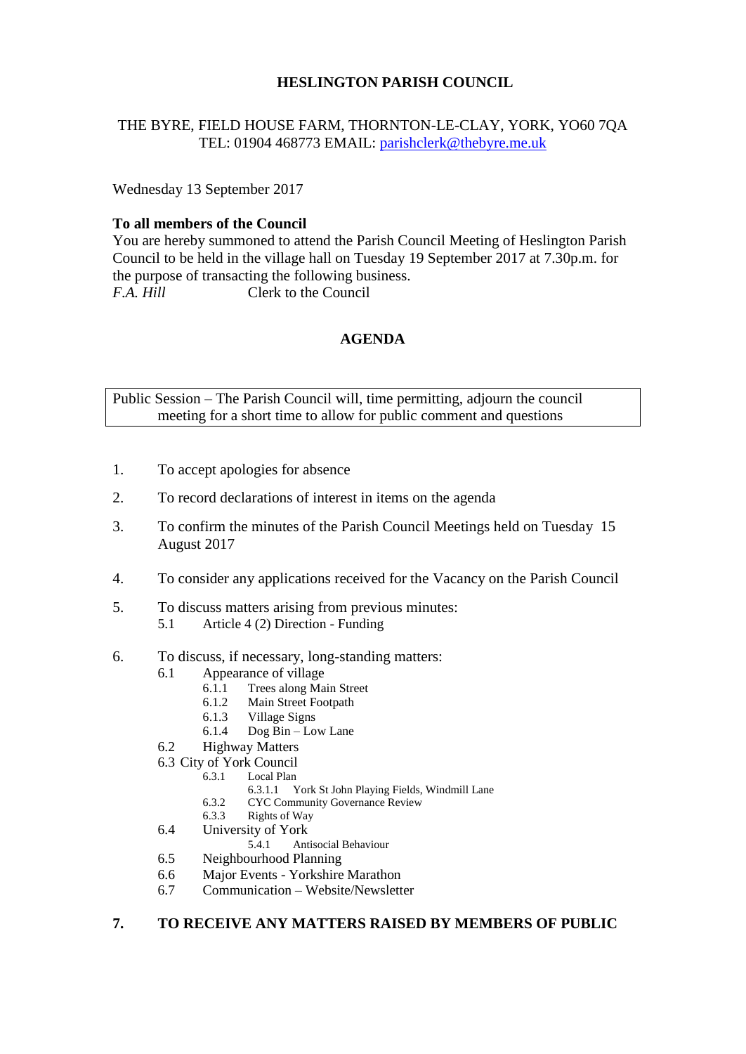**HESLINGTON PARISH COUNCIL**

THE BYRE, FIELD HOUSE FARM, THORNTON-LE-CLAY, YORK, YO60 7QA
TEL: 01904 468773 EMAIL: parishclerk@thebyre.me.uk

Wednesday 13 September 2017

**To all members of the Council**
You are hereby summoned to attend the Parish Council Meeting of Heslington Parish Council to be held in the village hall on Tuesday 19 September 2017 at 7.30p.m. for the purpose of transacting the following business.
*F.A. Hill* Clerk to the Council

## AGENDA

Public Session – The Parish Council will, time permitting, adjourn the council meeting for a short time to allow for public comment and questions

1. To accept apologies for absence
2. To record declarations of interest in items on the agenda
3. To confirm the minutes of the Parish Council Meetings held on Tuesday 15 August 2017
4. To consider any applications received for the Vacancy on the Parish Council
5. To discuss matters arising from previous minutes:
   - 5.1 Article 4 (2) Direction - Funding
6. To discuss, if necessary, long-standing matters:
   - 6.1 Appearance of village
     - 6.1.1 Trees along Main Street
     - 6.1.2 Main Street Footpath
     - 6.1.3 Village Signs
     - 6.1.4 Dog Bin – Low Lane
   - 6.2 Highway Matters
   - 6.3 City of York Council
     - 6.3.1 Local Plan
       - 6.3.1.1 York St John Playing Fields, Windmill Lane
     - 6.3.2 CYC Community Governance Review
     - 6.3.3 Rights of Way
   - 6.4 University of York
     - 5.4.1 Antisocial Behaviour
   - 6.5 Neighbourhood Planning
   - 6.6 Major Events - Yorkshire Marathon
   - 6.7 Communication – Website/Newsletter

**7. TO RECEIVE ANY MATTERS RAISED BY MEMBERS OF PUBLIC**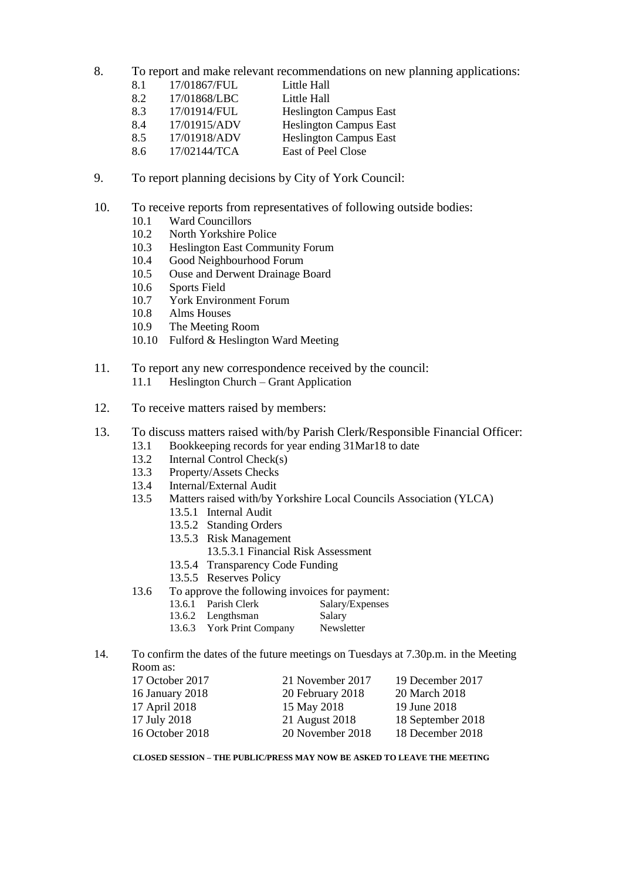8. To report and make relevant recommendations on new planning applications:
   - 8.1 17/01867/FUL Little Hall
   - 8.2 17/01868/LBC Little Hall
   - 8.3 17/01914/FUL Heslington Campus East
   - 8.4 17/01915/ADV Heslington Campus East
   - 8.5 17/01918/ADV Heslington Campus East
   - 8.6 17/02144/TCA East of Peel Close

9. To report planning decisions by City of York Council:

10. To receive reports from representatives of following outside bodies:
    - 10.1 Ward Councillors
    - 10.2 North Yorkshire Police
    - 10.3 Heslington East Community Forum
    - 10.4 Good Neighbourhood Forum
    - 10.5 Ouse and Derwent Drainage Board
    - 10.6 Sports Field
    - 10.7 York Environment Forum
    - 10.8 Alms Houses
    - 10.9 The Meeting Room
    - 10.10 Fulford & Heslington Ward Meeting

11. To report any new correspondence received by the council:
    - 11.1 Heslington Church – Grant Application

12. To receive matters raised by members:

13. To discuss matters raised with/by Parish Clerk/Responsible Financial Officer:
    - 13.1 Bookkeeping records for year ending 31Mar18 to date
    - 13.2 Internal Control Check(s)
    - 13.3 Property/Assets Checks
    - 13.4 Internal/External Audit
    - 13.5 Matters raised with/by Yorkshire Local Councils Association (YLCA)
      - 13.5.1 Internal Audit
      - 13.5.2 Standing Orders
      - 13.5.3 Risk Management
        - 13.5.3.1 Financial Risk Assessment
      - 13.5.4 Transparency Code Funding
      - 13.5.5 Reserves Policy
    - 13.6 To approve the following invoices for payment:
      - 13.6.1 Parish Clerk Salary/Expenses
      - 13.6.2 Lengthsman Salary
      - 13.6.3 York Print Company Newsletter

14. To confirm the dates of the future meetings on Tuesdays at 7.30p.m. in the Meeting Room as:

| | | |
|---|---|---|
| 17 October 2017 | 21 November 2017 | 19 December 2017 |
| 16 January 2018 | 20 February 2018 | 20 March 2018 |
| 17 April 2018 | 15 May 2018 | 19 June 2018 |
| 17 July 2018 | 21 August 2018 | 18 September 2018 |
| 16 October 2018 | 20 November 2018 | 18 December 2018 |

**CLOSED SESSION – THE PUBLIC/PRESS MAY NOW BE ASKED TO LEAVE THE MEETING**